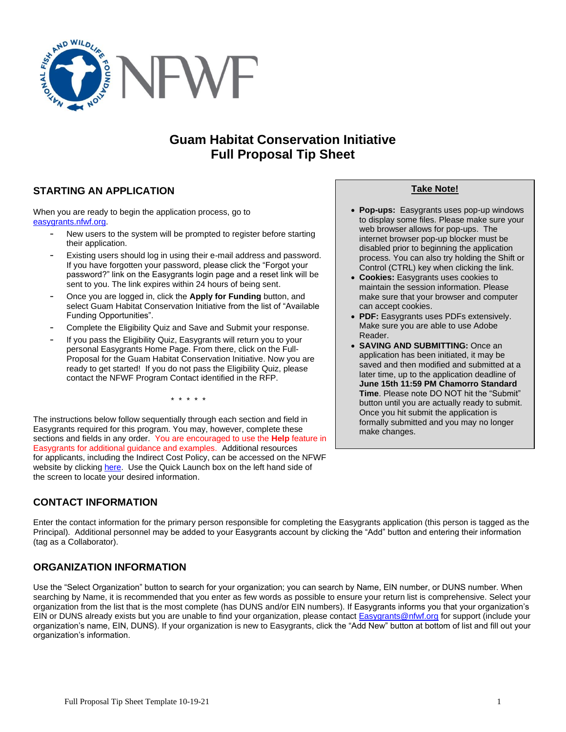# Guam Habitat Conservation Initiative
# Full Proposal Tip Sheet

## STARTING AN APPLICATION

When you are ready to begin the application process, go to easygrants.nfwf.org.

- New users to the system will be prompted to register before starting their application.
- Existing users should log in using their e-mail address and password. If you have forgotten your password, please click the "Forgot your password?" link on the Easygrants login page and a reset link will be sent to you. The link expires within 24 hours of being sent.
- Once you are logged in, click the **Apply for Funding** button, and select Guam Habitat Conservation Initiative from the list of "Available Funding Opportunities".
- Complete the Eligibility Quiz and Save and Submit your response.
- If you pass the Eligibility Quiz, Easygrants will return you to your personal Easygrants Home Page. From there, click on the Full-Proposal for the Guam Habitat Conservation Initiative. Now you are ready to get started! If you do not pass the Eligibility Quiz, please contact the NFWF Program Contact identified in the RFP.

\* \* \* \* \*

The instructions below follow sequentially through each section and field in Easygrants required for this program. You may, however, complete these sections and fields in any order. You are encouraged to use the **Help** feature in Easygrants for additional guidance and examples. Additional resources for applicants, including the Indirect Cost Policy, can be accessed on the NFWF website by clicking here. Use the Quick Launch box on the left hand side of the screen to locate your desired information.

### Take Note!

- **Pop-ups:** Easygrants uses pop-up windows to display some files. Please make sure your web browser allows for pop-ups. The internet browser pop-up blocker must be disabled prior to beginning the application process. You can also try holding the Shift or Control (CTRL) key when clicking the link.
- **Cookies:** Easygrants uses cookies to maintain the session information. Please make sure that your browser and computer can accept cookies.
- **PDF:** Easygrants uses PDFs extensively. Make sure you are able to use Adobe Reader.
- **SAVING AND SUBMITTING:** Once an application has been initiated, it may be saved and then modified and submitted at a later time, up to the application deadline of **June 15th 11:59 PM Chamorro Standard Time**. Please note DO NOT hit the "Submit" button until you are actually ready to submit. Once you hit submit the application is formally submitted and you may no longer make changes.

## CONTACT INFORMATION

Enter the contact information for the primary person responsible for completing the Easygrants application (this person is tagged as the Principal). Additional personnel may be added to your Easygrants account by clicking the "Add" button and entering their information (tag as a Collaborator).

## ORGANIZATION INFORMATION

Use the "Select Organization" button to search for your organization; you can search by Name, EIN number, or DUNS number. When searching by Name, it is recommended that you enter as few words as possible to ensure your return list is comprehensive. Select your organization from the list that is the most complete (has DUNS and/or EIN numbers). If Easygrants informs you that your organization's EIN or DUNS already exists but you are unable to find your organization, please contact Easygrants@nfwf.org for support (include your organization's name, EIN, DUNS). If your organization is new to Easygrants, click the "Add New" button at bottom of list and fill out your organization's information.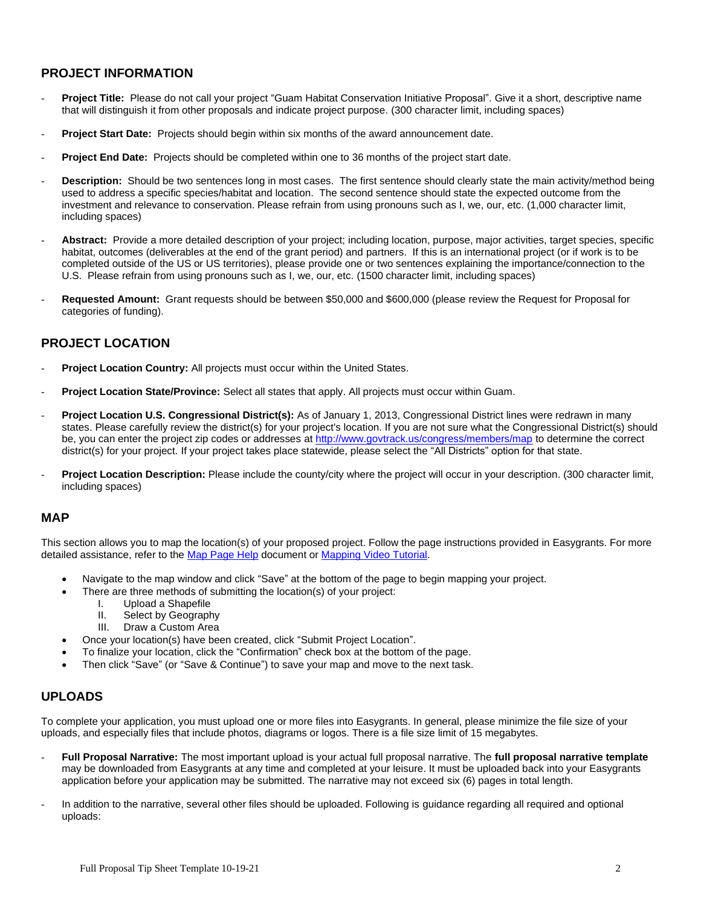## PROJECT INFORMATION

- **Project Title:** Please do not call your project "Guam Habitat Conservation Initiative Proposal". Give it a short, descriptive name that will distinguish it from other proposals and indicate project purpose. (300 character limit, including spaces)
- **Project Start Date:** Projects should begin within six months of the award announcement date.
- **Project End Date:** Projects should be completed within one to 36 months of the project start date.
- **Description:** Should be two sentences long in most cases. The first sentence should clearly state the main activity/method being used to address a specific species/habitat and location. The second sentence should state the expected outcome from the investment and relevance to conservation. Please refrain from using pronouns such as I, we, our, etc. (1,000 character limit, including spaces)
- **Abstract:** Provide a more detailed description of your project; including location, purpose, major activities, target species, specific habitat, outcomes (deliverables at the end of the grant period) and partners. If this is an international project (or if work is to be completed outside of the US or US territories), please provide one or two sentences explaining the importance/connection to the U.S. Please refrain from using pronouns such as I, we, our, etc. (1500 character limit, including spaces)
- **Requested Amount:** Grant requests should be between $50,000 and $600,000 (please review the Request for Proposal for categories of funding).

## PROJECT LOCATION

- **Project Location Country:** All projects must occur within the United States.
- **Project Location State/Province:** Select all states that apply. All projects must occur within Guam.
- **Project Location U.S. Congressional District(s):** As of January 1, 2013, Congressional District lines were redrawn in many states. Please carefully review the district(s) for your project's location. If you are not sure what the Congressional District(s) should be, you can enter the project zip codes or addresses at [http://www.govtrack.us/congress/members/map](http://www.govtrack.us/congress/members/map) to determine the correct district(s) for your project. If your project takes place statewide, please select the "All Districts" option for that state.
- **Project Location Description:** Please include the county/city where the project will occur in your description. (300 character limit, including spaces)

## MAP

This section allows you to map the location(s) of your proposed project. Follow the page instructions provided in Easygrants. For more detailed assistance, refer to the Map Page Help document or Mapping Video Tutorial.

- Navigate to the map window and click "Save" at the bottom of the page to begin mapping your project.
- There are three methods of submitting the location(s) of your project:
  - I. Upload a Shapefile
  - II. Select by Geography
  - III. Draw a Custom Area
- Once your location(s) have been created, click "Submit Project Location".
- To finalize your location, click the "Confirmation" check box at the bottom of the page.
- Then click "Save" (or "Save & Continue") to save your map and move to the next task.

## UPLOADS

To complete your application, you must upload one or more files into Easygrants. In general, please minimize the file size of your uploads, and especially files that include photos, diagrams or logos. There is a file size limit of 15 megabytes.

- **Full Proposal Narrative:** The most important upload is your actual full proposal narrative. The **full proposal narrative template** may be downloaded from Easygrants at any time and completed at your leisure. It must be uploaded back into your Easygrants application before your application may be submitted. The narrative may not exceed six (6) pages in total length.
- In addition to the narrative, several other files should be uploaded. Following is guidance regarding all required and optional uploads: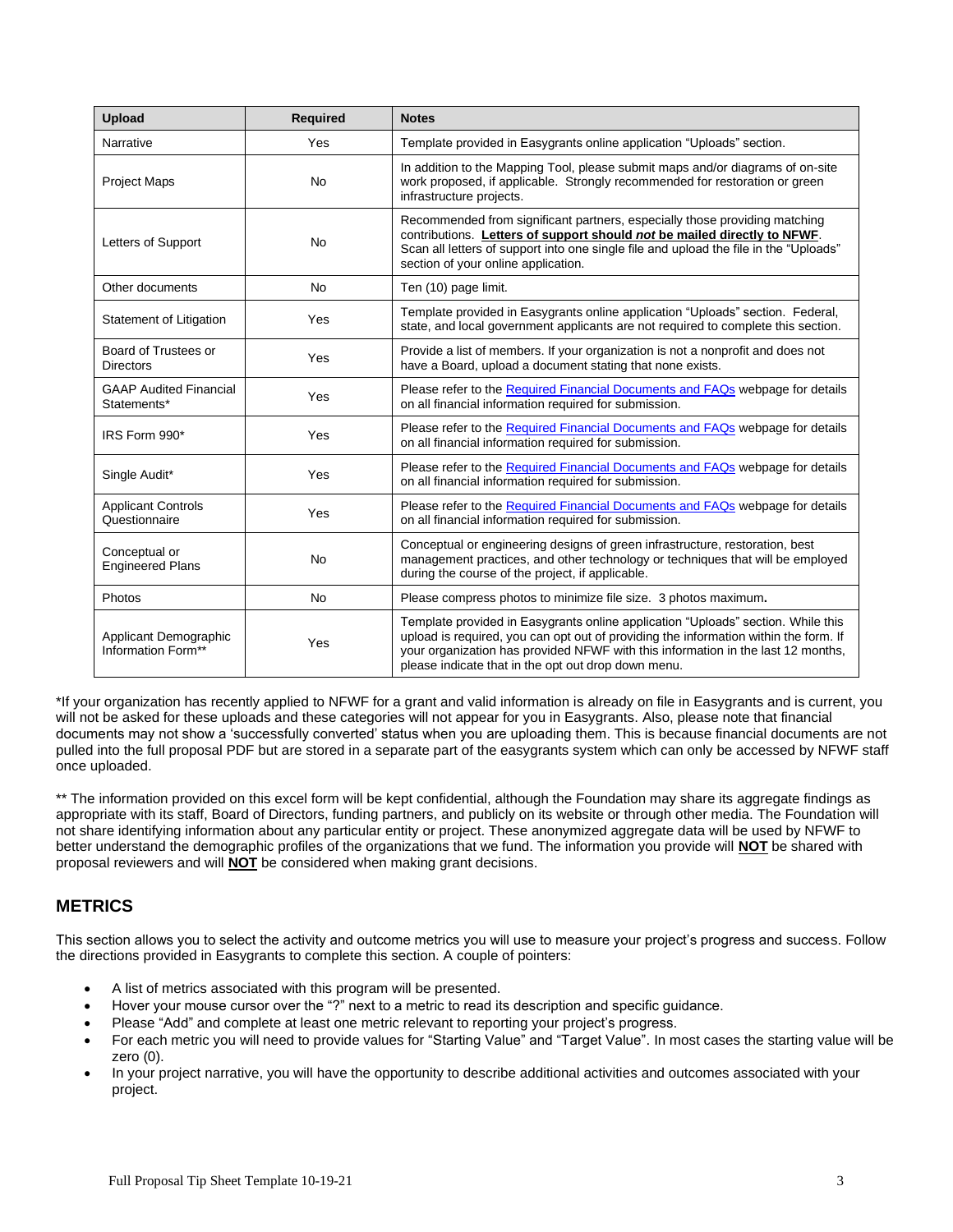| Upload | Required | Notes |
| --- | --- | --- |
| Narrative | Yes | Template provided in Easygrants online application "Uploads" section. |
| Project Maps | No | In addition to the Mapping Tool, please submit maps and/or diagrams of on-site work proposed, if applicable. Strongly recommended for restoration or green infrastructure projects. |
| Letters of Support | No | Recommended from significant partners, especially those providing matching contributions. **Letters of support should *not* be mailed directly to NFWF**. Scan all letters of support into one single file and upload the file in the "Uploads" section of your online application. |
| Other documents | No | Ten (10) page limit. |
| Statement of Litigation | Yes | Template provided in Easygrants online application "Uploads" section. Federal, state, and local government applicants are not required to complete this section. |
| Board of Trustees or Directors | Yes | Provide a list of members. If your organization is not a nonprofit and does not have a Board, upload a document stating that none exists. |
| GAAP Audited Financial Statements* | Yes | Please refer to the Required Financial Documents and FAQs webpage for details on all financial information required for submission. |
| IRS Form 990* | Yes | Please refer to the Required Financial Documents and FAQs webpage for details on all financial information required for submission. |
| Single Audit* | Yes | Please refer to the Required Financial Documents and FAQs webpage for details on all financial information required for submission. |
| Applicant Controls Questionnaire | Yes | Please refer to the Required Financial Documents and FAQs webpage for details on all financial information required for submission. |
| Conceptual or Engineered Plans | No | Conceptual or engineering designs of green infrastructure, restoration, best management practices, and other technology or techniques that will be employed during the course of the project, if applicable. |
| Photos | No | Please compress photos to minimize file size. 3 photos maximum**.** |
| Applicant Demographic Information Form** | Yes | Template provided in Easygrants online application "Uploads" section. While this upload is required, you can opt out of providing the information within the form. If your organization has provided NFWF with this information in the last 12 months, please indicate that in the opt out drop down menu. |

*If your organization has recently applied to NFWF for a grant and valid information is already on file in Easygrants and is current, you will not be asked for these uploads and these categories will not appear for you in Easygrants. Also, please note that financial documents may not show a 'successfully converted' status when you are uploading them. This is because financial documents are not pulled into the full proposal PDF but are stored in a separate part of the easygrants system which can only be accessed by NFWF staff once uploaded.

** The information provided on this excel form will be kept confidential, although the Foundation may share its aggregate findings as appropriate with its staff, Board of Directors, funding partners, and publicly on its website or through other media. The Foundation will not share identifying information about any particular entity or project. These anonymized aggregate data will be used by NFWF to better understand the demographic profiles of the organizations that we fund. The information you provide will **NOT** be shared with proposal reviewers and will **NOT** be considered when making grant decisions.

## METRICS

This section allows you to select the activity and outcome metrics you will use to measure your project's progress and success. Follow the directions provided in Easygrants to complete this section. A couple of pointers:

- A list of metrics associated with this program will be presented.
- Hover your mouse cursor over the "?" next to a metric to read its description and specific guidance.
- Please "Add" and complete at least one metric relevant to reporting your project's progress.
- For each metric you will need to provide values for "Starting Value" and "Target Value". In most cases the starting value will be zero (0).
- In your project narrative, you will have the opportunity to describe additional activities and outcomes associated with your project.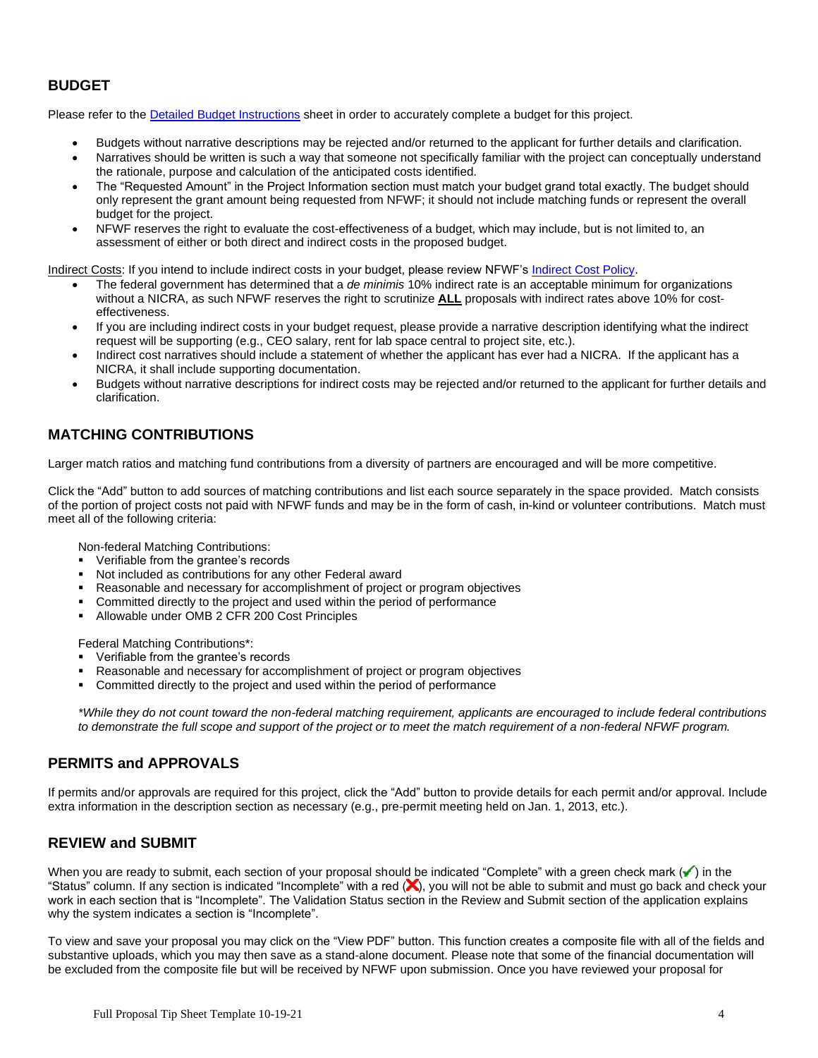## BUDGET

Please refer to the Detailed Budget Instructions sheet in order to accurately complete a budget for this project.

- Budgets without narrative descriptions may be rejected and/or returned to the applicant for further details and clarification.
- Narratives should be written is such a way that someone not specifically familiar with the project can conceptually understand the rationale, purpose and calculation of the anticipated costs identified.
- The "Requested Amount" in the Project Information section must match your budget grand total exactly. The budget should only represent the grant amount being requested from NFWF; it should not include matching funds or represent the overall budget for the project.
- NFWF reserves the right to evaluate the cost-effectiveness of a budget, which may include, but is not limited to, an assessment of either or both direct and indirect costs in the proposed budget.

Indirect Costs: If you intend to include indirect costs in your budget, please review NFWF's Indirect Cost Policy.

- The federal government has determined that a *de minimis* 10% indirect rate is an acceptable minimum for organizations without a NICRA, as such NFWF reserves the right to scrutinize **ALL** proposals with indirect rates above 10% for cost-effectiveness.
- If you are including indirect costs in your budget request, please provide a narrative description identifying what the indirect request will be supporting (e.g., CEO salary, rent for lab space central to project site, etc.).
- Indirect cost narratives should include a statement of whether the applicant has ever had a NICRA. If the applicant has a NICRA, it shall include supporting documentation.
- Budgets without narrative descriptions for indirect costs may be rejected and/or returned to the applicant for further details and clarification.

## MATCHING CONTRIBUTIONS

Larger match ratios and matching fund contributions from a diversity of partners are encouraged and will be more competitive.

Click the "Add" button to add sources of matching contributions and list each source separately in the space provided. Match consists of the portion of project costs not paid with NFWF funds and may be in the form of cash, in-kind or volunteer contributions. Match must meet all of the following criteria:

Non-federal Matching Contributions:

- Verifiable from the grantee's records
- Not included as contributions for any other Federal award
- Reasonable and necessary for accomplishment of project or program objectives
- Committed directly to the project and used within the period of performance
- Allowable under OMB 2 CFR 200 Cost Principles

Federal Matching Contributions*:

- Verifiable from the grantee's records
- Reasonable and necessary for accomplishment of project or program objectives
- Committed directly to the project and used within the period of performance

*\*While they do not count toward the non-federal matching requirement, applicants are encouraged to include federal contributions to demonstrate the full scope and support of the project or to meet the match requirement of a non-federal NFWF program.*

## PERMITS and APPROVALS

If permits and/or approvals are required for this project, click the "Add" button to provide details for each permit and/or approval. Include extra information in the description section as necessary (e.g., pre-permit meeting held on Jan. 1, 2013, etc.).

## REVIEW and SUBMIT

When you are ready to submit, each section of your proposal should be indicated "Complete" with a green check mark (✔) in the "Status" column. If any section is indicated "Incomplete" with a red (✘), you will not be able to submit and must go back and check your work in each section that is "Incomplete". The Validation Status section in the Review and Submit section of the application explains why the system indicates a section is "Incomplete".

To view and save your proposal you may click on the "View PDF" button. This function creates a composite file with all of the fields and substantive uploads, which you may then save as a stand-alone document. Please note that some of the financial documentation will be excluded from the composite file but will be received by NFWF upon submission. Once you have reviewed your proposal for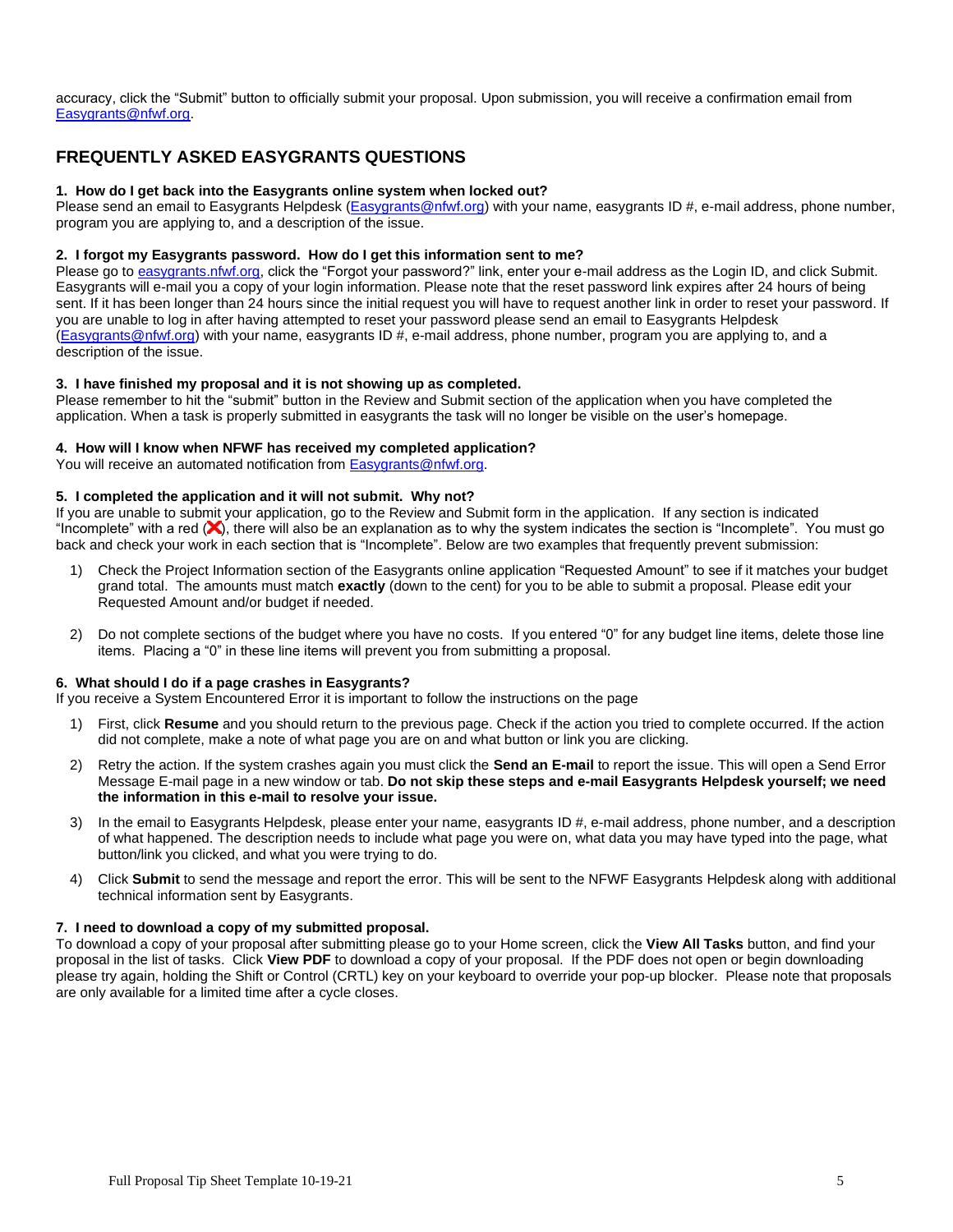accuracy, click the “Submit” button to officially submit your proposal. Upon submission, you will receive a confirmation email from Easygrants@nfwf.org.

## FREQUENTLY ASKED EASYGRANTS QUESTIONS

**1. How do I get back into the Easygrants online system when locked out?**
Please send an email to Easygrants Helpdesk (Easygrants@nfwf.org) with your name, easygrants ID #, e-mail address, phone number, program you are applying to, and a description of the issue.

**2. I forgot my Easygrants password. How do I get this information sent to me?**
Please go to easygrants.nfwf.org, click the “Forgot your password?” link, enter your e-mail address as the Login ID, and click Submit. Easygrants will e-mail you a copy of your login information. Please note that the reset password link expires after 24 hours of being sent. If it has been longer than 24 hours since the initial request you will have to request another link in order to reset your password. If you are unable to log in after having attempted to reset your password please send an email to Easygrants Helpdesk (Easygrants@nfwf.org) with your name, easygrants ID #, e-mail address, phone number, program you are applying to, and a description of the issue.

**3. I have finished my proposal and it is not showing up as completed.**
Please remember to hit the “submit” button in the Review and Submit section of the application when you have completed the application. When a task is properly submitted in easygrants the task will no longer be visible on the user’s homepage.

**4. How will I know when NFWF has received my completed application?**
You will receive an automated notification from Easygrants@nfwf.org.

**5. I completed the application and it will not submit. Why not?**
If you are unable to submit your application, go to the Review and Submit form in the application. If any section is indicated “Incomplete” with a red (❌), there will also be an explanation as to why the system indicates the section is “Incomplete”. You must go back and check your work in each section that is “Incomplete”. Below are two examples that frequently prevent submission:

1) Check the Project Information section of the Easygrants online application “Requested Amount” to see if it matches your budget grand total. The amounts must match **exactly** (down to the cent) for you to be able to submit a proposal. Please edit your Requested Amount and/or budget if needed.

2) Do not complete sections of the budget where you have no costs. If you entered “0” for any budget line items, delete those line items. Placing a “0” in these line items will prevent you from submitting a proposal.

**6. What should I do if a page crashes in Easygrants?**
If you receive a System Encountered Error it is important to follow the instructions on the page

1) First, click **Resume** and you should return to the previous page. Check if the action you tried to complete occurred. If the action did not complete, make a note of what page you are on and what button or link you are clicking.

2) Retry the action. If the system crashes again you must click the **Send an E-mail** to report the issue. This will open a Send Error Message E-mail page in a new window or tab. **Do not skip these steps and e-mail Easygrants Helpdesk yourself; we need the information in this e-mail to resolve your issue.**

3) In the email to Easygrants Helpdesk, please enter your name, easygrants ID #, e-mail address, phone number, and a description of what happened. The description needs to include what page you were on, what data you may have typed into the page, what button/link you clicked, and what you were trying to do.

4) Click **Submit** to send the message and report the error. This will be sent to the NFWF Easygrants Helpdesk along with additional technical information sent by Easygrants.

**7. I need to download a copy of my submitted proposal.**
To download a copy of your proposal after submitting please go to your Home screen, click the **View All Tasks** button, and find your proposal in the list of tasks. Click **View PDF** to download a copy of your proposal. If the PDF does not open or begin downloading please try again, holding the Shift or Control (CRTL) key on your keyboard to override your pop-up blocker. Please note that proposals are only available for a limited time after a cycle closes.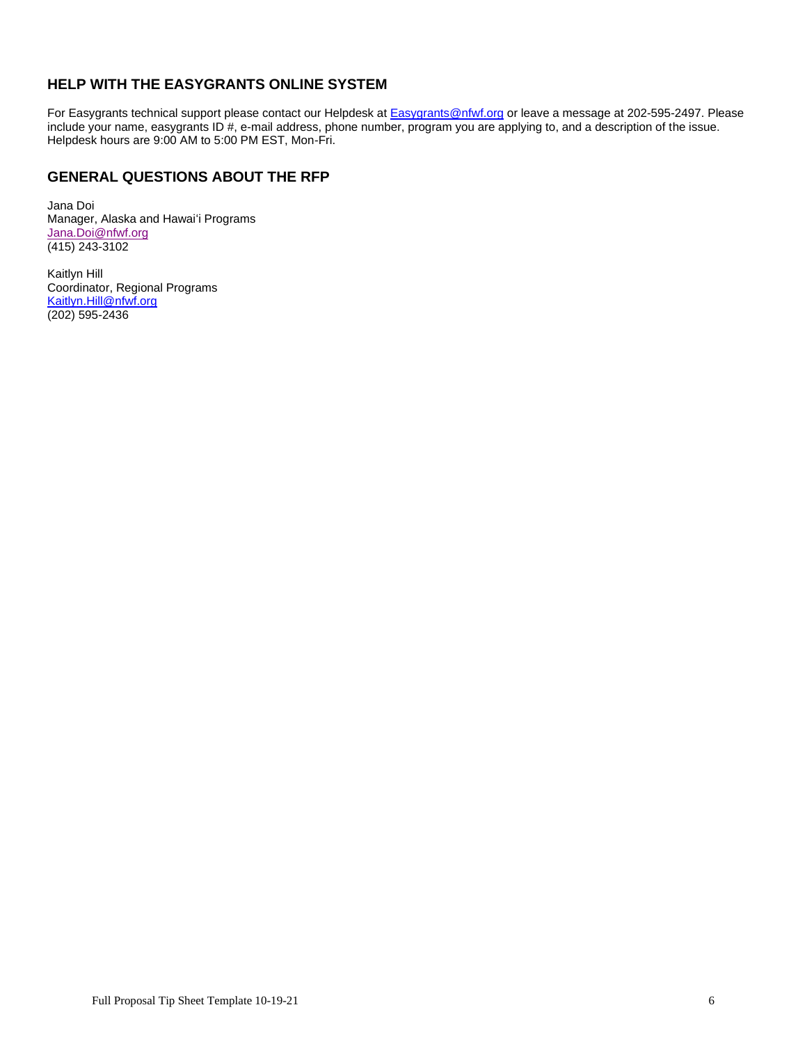## HELP WITH THE EASYGRANTS ONLINE SYSTEM

For Easygrants technical support please contact our Helpdesk at Easygrants@nfwf.org or leave a message at 202-595-2497. Please include your name, easygrants ID #, e-mail address, phone number, program you are applying to, and a description of the issue. Helpdesk hours are 9:00 AM to 5:00 PM EST, Mon-Fri.

## GENERAL QUESTIONS ABOUT THE RFP

Jana Doi
Manager, Alaska and Hawai'i Programs
Jana.Doi@nfwf.org
(415) 243-3102

Kaitlyn Hill
Coordinator, Regional Programs
Kaitlyn.Hill@nfwf.org
(202) 595-2436